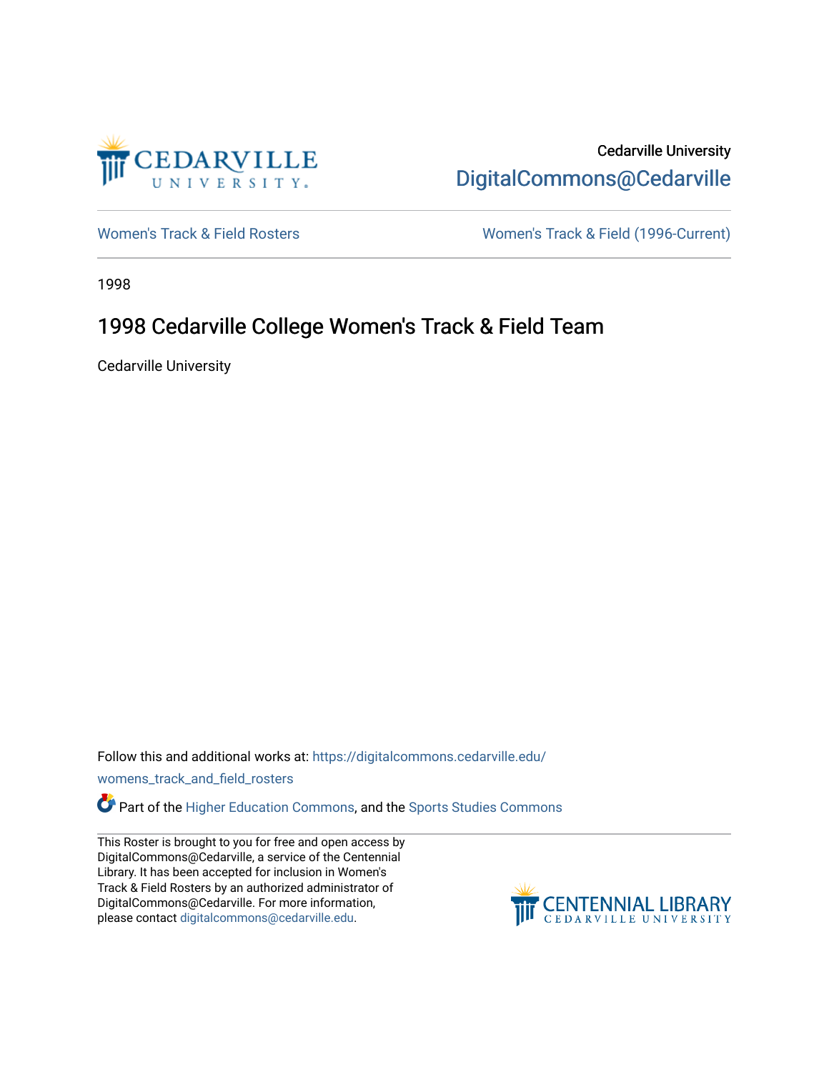Cedarville University
DigitalCommons@Cedarville

Women's Track & Field Rosters | Women's Track & Field (1996-Current)

1998

# 1998 Cedarville College Women's Track & Field Team

Cedarville University

Follow this and additional works at: https://digitalcommons.cedarville.edu/womens_track_and_field_rosters

Part of the Higher Education Commons, and the Sports Studies Commons

This Roster is brought to you for free and open access by DigitalCommons@Cedarville, a service of the Centennial Library. It has been accepted for inclusion in Women's Track & Field Rosters by an authorized administrator of DigitalCommons@Cedarville. For more information, please contact digitalcommons@cedarville.edu.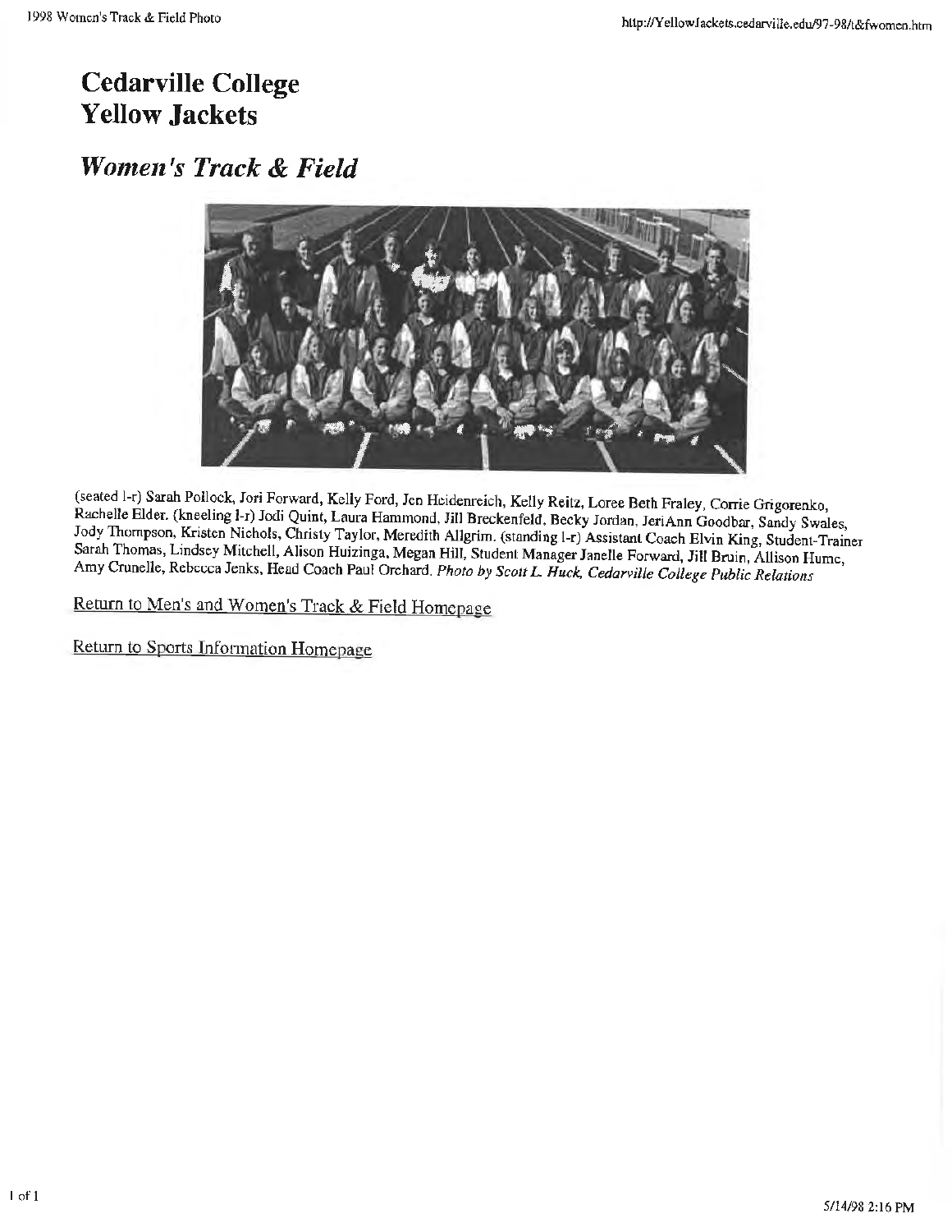# Cedarville College Yellow Jackets

## *Women's Track & Field*

(seated l-r) Sarah Pollock, Jori Forward, Kelly Ford, Jen Heidenreich, Kelly Reitz, Loree Beth Fraley, Corrie Grigorenko, Rachelle Elder. (kneeling l-r) Jodi Quint, Laura Hammond, Jill Breckenfeld, Becky Jordan, JeriAnn Goodbar, Sandy Swales, Jody Thompson, Kristen Nichols, Christy Taylor, Meredith Allgrim. (standing l-r) Assistant Coach Elvin King, Student-Trainer Sarah Thomas, Lindsey Mitchell, Alison Huizinga, Megan Hill, Student Manager Janelle Forward, Jill Bruin, Allison Hume, Amy Crunelle, Rebecca Jenks, Head Coach Paul Orchard. *Photo by Scott L. Huck, Cedarville College Public Relations*

Return to Men's and Women's Track & Field Homepage

Return to Sports Information Homepage